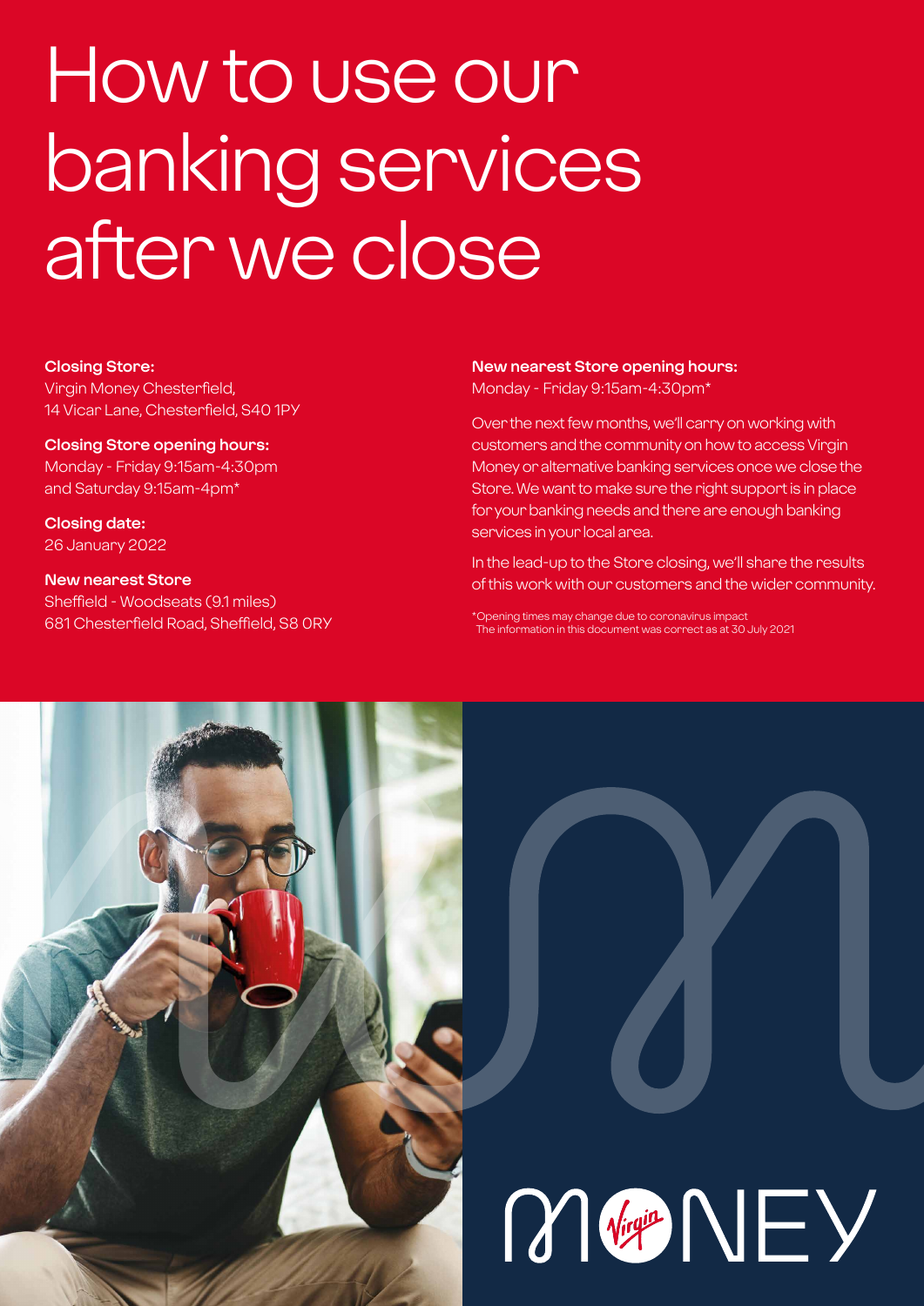# How to use our banking services after we close

**Closing Store:**
Virgin Money Chesterfield,
14 Vicar Lane, Chesterfield, S40 1PY

**Closing Store opening hours:**
Monday - Friday 9:15am-4:30pm
and Saturday 9:15am-4pm*

**Closing date:**
26 January 2022

**New nearest Store**
Sheffield - Woodseats (9.1 miles)
681 Chesterfield Road, Sheffield, S8 0RY

**New nearest Store opening hours:**
Monday - Friday 9:15am-4:30pm*

Over the next few months, we'll carry on working with customers and the community on how to access Virgin Money or alternative banking services once we close the Store. We want to make sure the right support is in place for your banking needs and there are enough banking services in your local area.

In the lead-up to the Store closing, we'll share the results of this work with our customers and the wider community.

*Opening times may change due to coronavirus impact
The information in this document was correct as at 30 July 2021

MONEY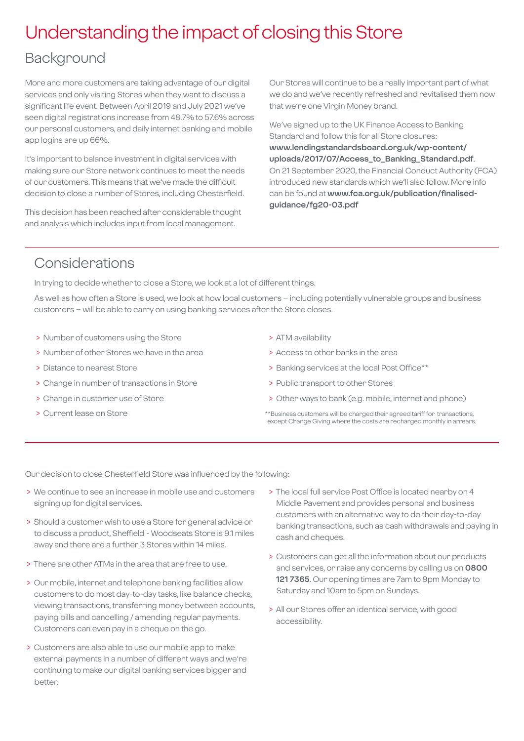# Understanding the impact of closing this Store

## Background

More and more customers are taking advantage of our digital services and only visiting Stores when they want to discuss a significant life event. Between April 2019 and July 2021 we've seen digital registrations increase from 48.7% to 57.6% across our personal customers, and daily internet banking and mobile app logins are up 66%.

It's important to balance investment in digital services with making sure our Store network continues to meet the needs of our customers. This means that we've made the difficult decision to close a number of Stores, including Chesterfield.

This decision has been reached after considerable thought and analysis which includes input from local management.

Our Stores will continue to be a really important part of what we do and we've recently refreshed and revitalised them now that we're one Virgin Money brand.

We've signed up to the UK Finance Access to Banking Standard and follow this for all Store closures: **www.lendingstandardsboard.org.uk/wp-content/uploads/2017/07/Access_to_Banking_Standard.pdf**. On 21 September 2020, the Financial Conduct Authority (FCA) introduced new standards which we'll also follow. More info can be found at **www.fca.org.uk/publication/finalised-guidance/fg20-03.pdf**

## Considerations

In trying to decide whether to close a Store, we look at a lot of different things.

As well as how often a Store is used, we look at how local customers – including potentially vulnerable groups and business customers – will be able to carry on using banking services after the Store closes.

- Number of customers using the Store
- Number of other Stores we have in the area
- Distance to nearest Store
- Change in number of transactions in Store
- Change in customer use of Store
- Current lease on Store
- ATM availability
- Access to other banks in the area
- Banking services at the local Post Office**
- Public transport to other Stores
- Other ways to bank (e.g. mobile, internet and phone)

**Business customers will be charged their agreed tariff for transactions, except Change Giving where the costs are recharged monthly in arrears.

Our decision to close Chesterfield Store was influenced by the following:

- We continue to see an increase in mobile use and customers signing up for digital services.
- Should a customer wish to use a Store for general advice or to discuss a product, Sheffield - Woodseats Store is 9.1 miles away and there are a further 3 Stores within 14 miles.
- There are other ATMs in the area that are free to use.
- Our mobile, internet and telephone banking facilities allow customers to do most day-to-day tasks, like balance checks, viewing transactions, transferring money between accounts, paying bills and cancelling / amending regular payments. Customers can even pay in a cheque on the go.
- Customers are also able to use our mobile app to make external payments in a number of different ways and we're continuing to make our digital banking services bigger and better.
- The local full service Post Office is located nearby on 4 Middle Pavement and provides personal and business customers with an alternative way to do their day-to-day banking transactions, such as cash withdrawals and paying in cash and cheques.
- Customers can get all the information about our products and services, or raise any concerns by calling us on **0800 121 7365**. Our opening times are 7am to 9pm Monday to Saturday and 10am to 5pm on Sundays.
- All our Stores offer an identical service, with good accessibility.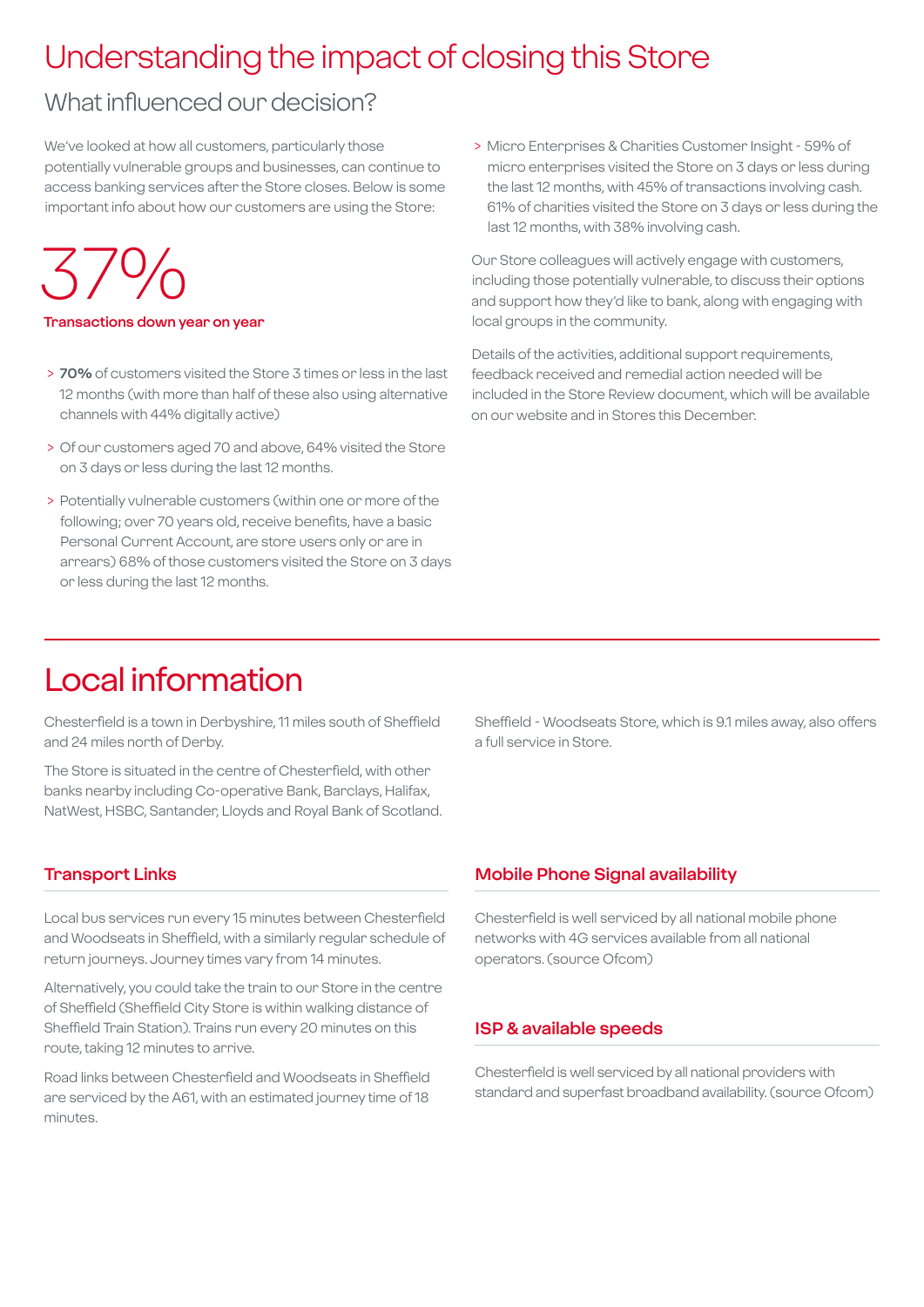# Understanding the impact of closing this Store

## What influenced our decision?

We've looked at how all customers, particularly those potentially vulnerable groups and businesses, can continue to access banking services after the Store closes. Below is some important info about how our customers are using the Store:

37%

**Transactions down year on year**

- **70%** of customers visited the Store 3 times or less in the last 12 months (with more than half of these also using alternative channels with 44% digitally active)
- Of our customers aged 70 and above, 64% visited the Store on 3 days or less during the last 12 months.
- Potentially vulnerable customers (within one or more of the following; over 70 years old, receive benefits, have a basic Personal Current Account, are store users only or are in arrears) 68% of those customers visited the Store on 3 days or less during the last 12 months.
- Micro Enterprises & Charities Customer Insight - 59% of micro enterprises visited the Store on 3 days or less during the last 12 months, with 45% of transactions involving cash. 61% of charities visited the Store on 3 days or less during the last 12 months, with 38% involving cash.

Our Store colleagues will actively engage with customers, including those potentially vulnerable, to discuss their options and support how they'd like to bank, along with engaging with local groups in the community.

Details of the activities, additional support requirements, feedback received and remedial action needed will be included in the Store Review document, which will be available on our website and in Stores this December.

# Local information

Chesterfield is a town in Derbyshire, 11 miles south of Sheffield and 24 miles north of Derby.

The Store is situated in the centre of Chesterfield, with other banks nearby including Co-operative Bank, Barclays, Halifax, NatWest, HSBC, Santander, Lloyds and Royal Bank of Scotland.

Sheffield - Woodseats Store, which is 9.1 miles away, also offers a full service in Store.

### Transport Links

Local bus services run every 15 minutes between Chesterfield and Woodseats in Sheffield, with a similarly regular schedule of return journeys. Journey times vary from 14 minutes.

Alternatively, you could take the train to our Store in the centre of Sheffield (Sheffield City Store is within walking distance of Sheffield Train Station). Trains run every 20 minutes on this route, taking 12 minutes to arrive.

Road links between Chesterfield and Woodseats in Sheffield are serviced by the A61, with an estimated journey time of 18 minutes.

### Mobile Phone Signal availability

Chesterfield is well serviced by all national mobile phone networks with 4G services available from all national operators. (source Ofcom)

### ISP & available speeds

Chesterfield is well serviced by all national providers with standard and superfast broadband availability. (source Ofcom)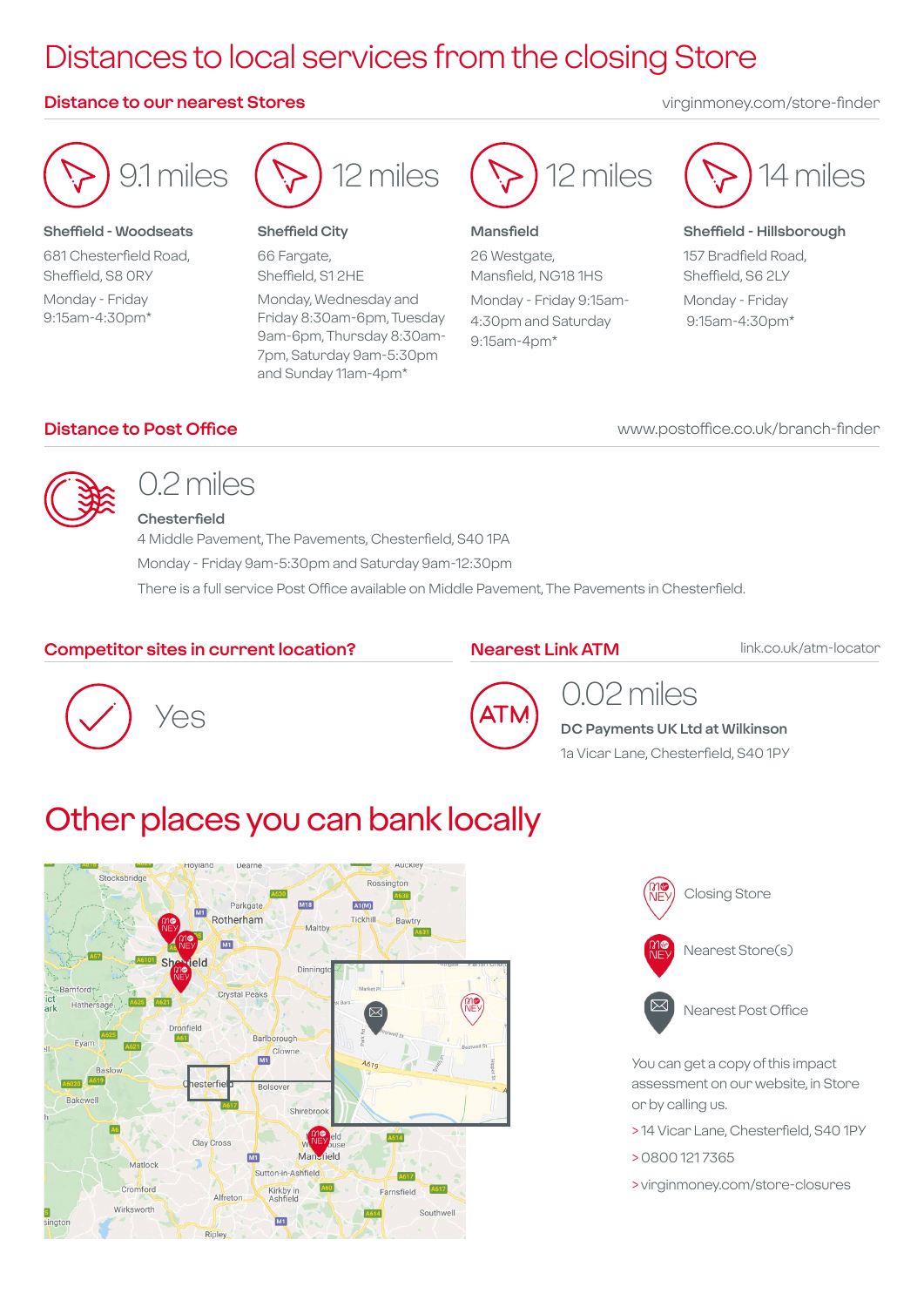# Distances to local services from the closing Store

## Distance to our nearest Stores

virginmoney.com/store-finder

9.1 miles

**Sheffield - Woodseats**

681 Chesterfield Road, Sheffield, S8 0RY

Monday - Friday 9:15am-4:30pm*

12 miles

**Sheffield City**

66 Fargate, Sheffield, S1 2HE

Monday, Wednesday and Friday 8:30am-6pm, Tuesday 9am-6pm, Thursday 8:30am-7pm, Saturday 9am-5:30pm and Sunday 11am-4pm*

12 miles

**Mansfield**

26 Westgate, Mansfield, NG18 1HS

Monday - Friday 9:15am-4:30pm and Saturday 9:15am-4pm*

14 miles

**Sheffield - Hillsborough**

157 Bradfield Road, Sheffield, S6 2LY

Monday - Friday 9:15am-4:30pm*

## Distance to Post Office

www.postoffice.co.uk/branch-finder

0.2 miles

**Chesterfield**

4 Middle Pavement, The Pavements, Chesterfield, S40 1PA

Monday - Friday 9am-5:30pm and Saturday 9am-12:30pm

There is a full service Post Office available on Middle Pavement, The Pavements in Chesterfield.

## Competitor sites in current location?

Yes

## Nearest Link ATM

link.co.uk/atm-locator

0.02 miles

**DC Payments UK Ltd at Wilkinson**

1a Vicar Lane, Chesterfield, S40 1PY

# Other places you can bank locally

Closing Store

Nearest Store(s)

Nearest Post Office

You can get a copy of this impact assessment on our website, in Store or by calling us.

> 14 Vicar Lane, Chesterfield, S40 1PY

> 0800 121 7365

> virginmoney.com/store-closures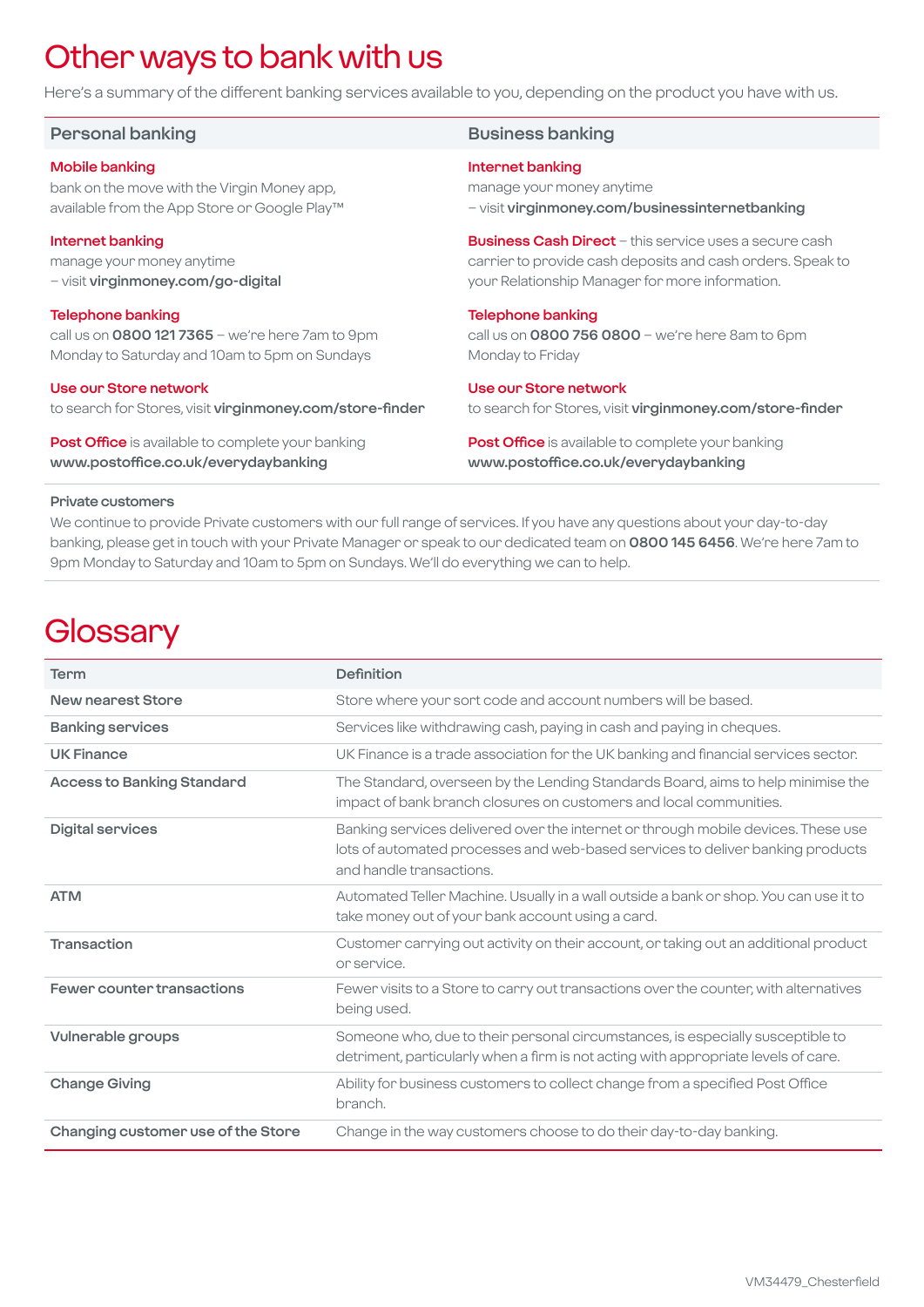# Other ways to bank with us

Here's a summary of the different banking services available to you, depending on the product you have with us.

## Personal banking

**Mobile banking**
bank on the move with the Virgin Money app, available from the App Store or Google Play™

**Internet banking**
manage your money anytime
– visit **virginmoney.com/go-digital**

**Telephone banking**
call us on **0800 121 7365** – we're here 7am to 9pm Monday to Saturday and 10am to 5pm on Sundays

**Use our Store network**
to search for Stores, visit **virginmoney.com/store-finder**

**Post Office** is available to complete your banking
**www.postoffice.co.uk/everydaybanking**

## Business banking

**Internet banking**
manage your money anytime
– visit **virginmoney.com/businessinternetbanking**

**Business Cash Direct** – this service uses a secure cash carrier to provide cash deposits and cash orders. Speak to your Relationship Manager for more information.

**Telephone banking**
call us on **0800 756 0800** – we're here 8am to 6pm Monday to Friday

**Use our Store network**
to search for Stores, visit **virginmoney.com/store-finder**

**Post Office** is available to complete your banking
**www.postoffice.co.uk/everydaybanking**

**Private customers**

We continue to provide Private customers with our full range of services. If you have any questions about your day-to-day banking, please get in touch with your Private Manager or speak to our dedicated team on **0800 145 6456**. We're here 7am to 9pm Monday to Saturday and 10am to 5pm on Sundays. We'll do everything we can to help.

# Glossary

| Term | Definition |
|---|---|
| New nearest Store | Store where your sort code and account numbers will be based. |
| Banking services | Services like withdrawing cash, paying in cash and paying in cheques. |
| UK Finance | UK Finance is a trade association for the UK banking and financial services sector. |
| Access to Banking Standard | The Standard, overseen by the Lending Standards Board, aims to help minimise the impact of bank branch closures on customers and local communities. |
| Digital services | Banking services delivered over the internet or through mobile devices. These use lots of automated processes and web-based services to deliver banking products and handle transactions. |
| ATM | Automated Teller Machine. Usually in a wall outside a bank or shop. You can use it to take money out of your bank account using a card. |
| Transaction | Customer carrying out activity on their account, or taking out an additional product or service. |
| Fewer counter transactions | Fewer visits to a Store to carry out transactions over the counter, with alternatives being used. |
| Vulnerable groups | Someone who, due to their personal circumstances, is especially susceptible to detriment, particularly when a firm is not acting with appropriate levels of care. |
| Change Giving | Ability for business customers to collect change from a specified Post Office branch. |
| Changing customer use of the Store | Change in the way customers choose to do their day-to-day banking. |

VM34479_Chesterfield